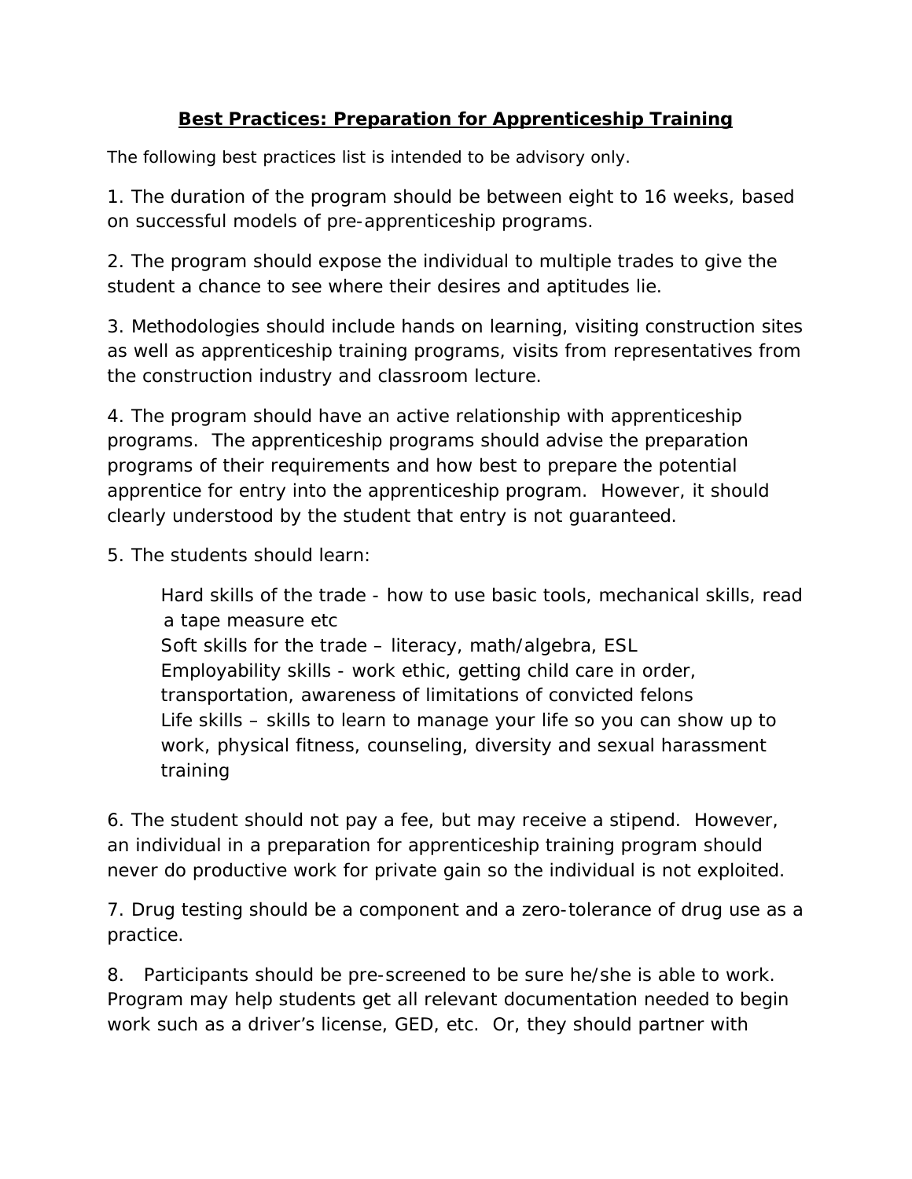## **Best Practices: Preparation for Apprenticeship Training**

The following best practices list is intended to be advisory only.

1. The duration of the program should be between eight to 16 weeks, based on successful models of pre-apprenticeship programs.

2. The program should expose the individual to multiple trades to give the student a chance to see where their desires and aptitudes lie.

3. Methodologies should include hands on learning, visiting construction sites as well as apprenticeship training programs, visits from representatives from the construction industry and classroom lecture.

4. The program should have an active relationship with apprenticeship programs. The apprenticeship programs should advise the preparation programs of their requirements and how best to prepare the potential apprentice for entry into the apprenticeship program. However, it should clearly understood by the student that entry is not guaranteed.

5. The students should learn:

   Hard skills of the trade - how to use basic tools, mechanical skills, read a tape measure etc
   Soft skills for the trade – literacy, math/algebra, ESL
   Employability skills - work ethic, getting child care in order, transportation, awareness of limitations of convicted felons
   Life skills – skills to learn to manage your life so you can show up to work, physical fitness, counseling, diversity and sexual harassment training

6. The student should not pay a fee, but may receive a stipend. However, an individual in a preparation for apprenticeship training program should never do productive work for private gain so the individual is not exploited.

7. Drug testing should be a component and a zero-tolerance of drug use as a practice.

8. Participants should be pre-screened to be sure he/she is able to work. Program may help students get all relevant documentation needed to begin work such as a driver's license, GED, etc. Or, they should partner with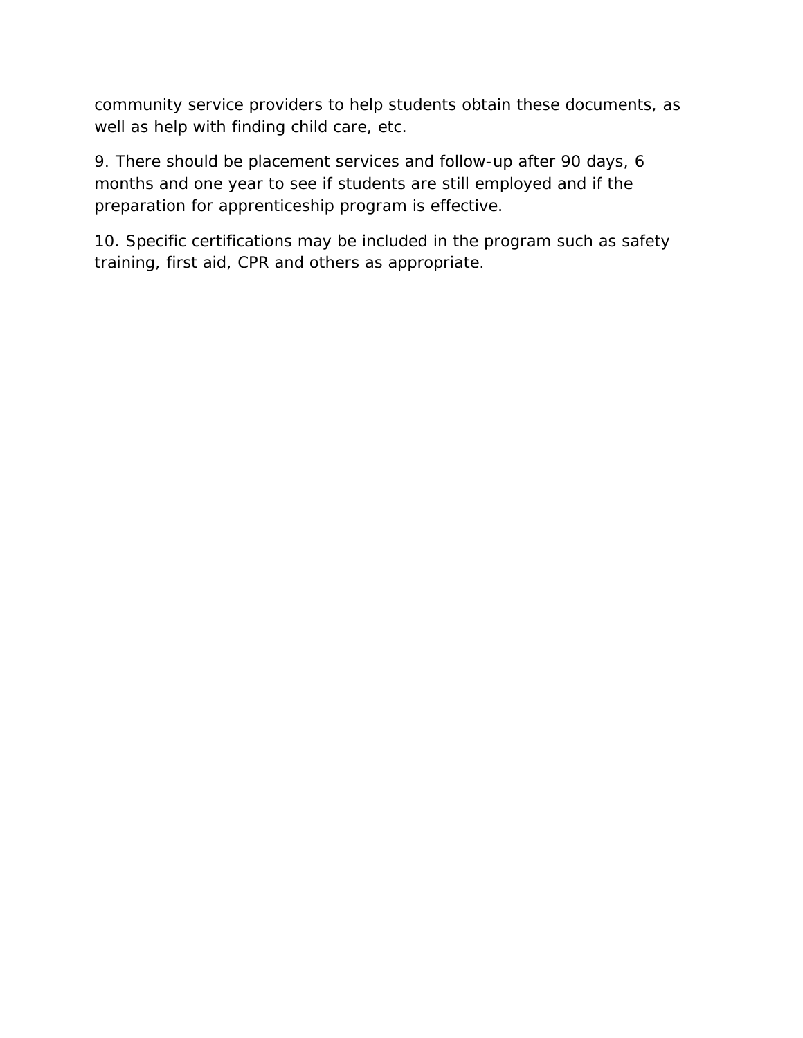community service providers to help students obtain these documents, as well as help with finding child care, etc.

9. There should be placement services and follow-up after 90 days, 6 months and one year to see if students are still employed and if the preparation for apprenticeship program is effective.

10. Specific certifications may be included in the program such as safety training, first aid, CPR and others as appropriate.